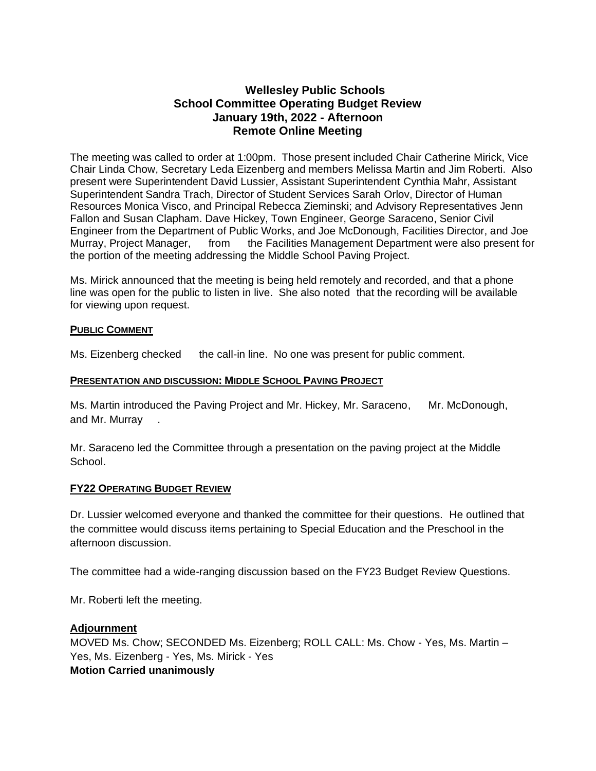# Wellesley Public Schools
## School Committee Operating Budget Review
## January 19th, 2022 - Afternoon
## Remote Online Meeting

The meeting was called to order at 1:00pm. Those present included Chair Catherine Mirick, Vice Chair Linda Chow, Secretary Leda Eizenberg and members Melissa Martin and Jim Roberti. Also present were Superintendent David Lussier, Assistant Superintendent Cynthia Mahr, Assistant Superintendent Sandra Trach, Director of Student Services Sarah Orlov, Director of Human Resources Monica Visco, and Principal Rebecca Zieminski; and Advisory Representatives Jenn Fallon and Susan Clapham. Dave Hickey, Town Engineer, George Saraceno, Senior Civil Engineer from the Department of Public Works, and Joe McDonough, Facilities Director, and Joe Murray, Project Manager, from the Facilities Management Department were also present for the portion of the meeting addressing the Middle School Paving Project.

Ms. Mirick announced that the meeting is being held remotely and recorded, and that a phone line was open for the public to listen in live. She also noted that the recording will be available for viewing upon request.

**PUBLIC COMMENT**

Ms. Eizenberg checked the call-in line. No one was present for public comment.

**PRESENTATION AND DISCUSSION: MIDDLE SCHOOL PAVING PROJECT**

Ms. Martin introduced the Paving Project and Mr. Hickey, Mr. Saraceno, Mr. McDonough, and Mr. Murray.

Mr. Saraceno led the Committee through a presentation on the paving project at the Middle School.

**FY22 OPERATING BUDGET REVIEW**

Dr. Lussier welcomed everyone and thanked the committee for their questions. He outlined that the committee would discuss items pertaining to Special Education and the Preschool in the afternoon discussion.

The committee had a wide-ranging discussion based on the FY23 Budget Review Questions.

Mr. Roberti left the meeting.

**Adjournment**

MOVED Ms. Chow; SECONDED Ms. Eizenberg; ROLL CALL: Ms. Chow - Yes, Ms. Martin – Yes, Ms. Eizenberg - Yes, Ms. Mirick - Yes

**Motion Carried unanimously**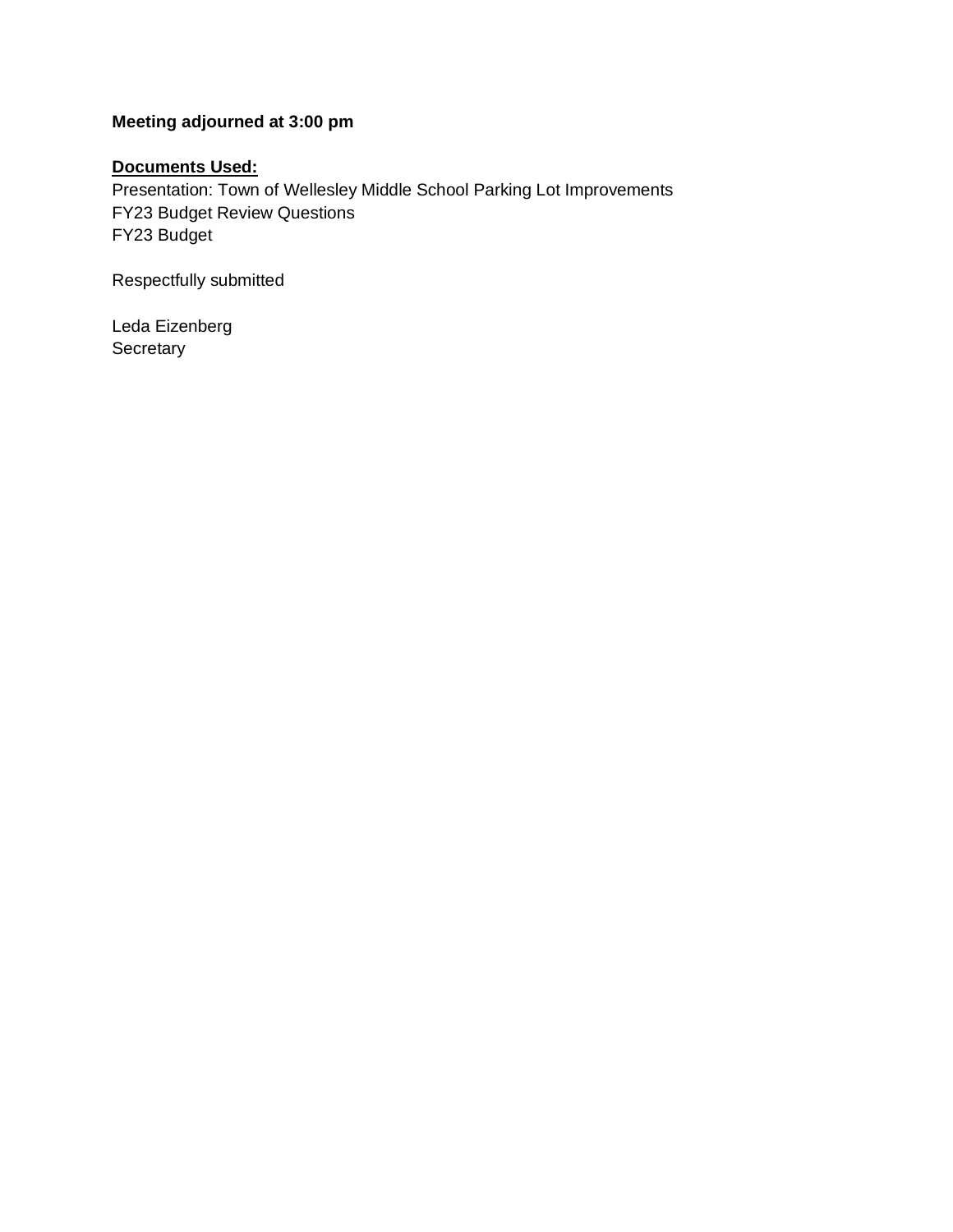**Meeting adjourned at 3:00 pm**

**Documents Used:**
Presentation: Town of Wellesley Middle School Parking Lot Improvements
FY23 Budget Review Questions
FY23 Budget

Respectfully submitted

Leda Eizenberg
Secretary